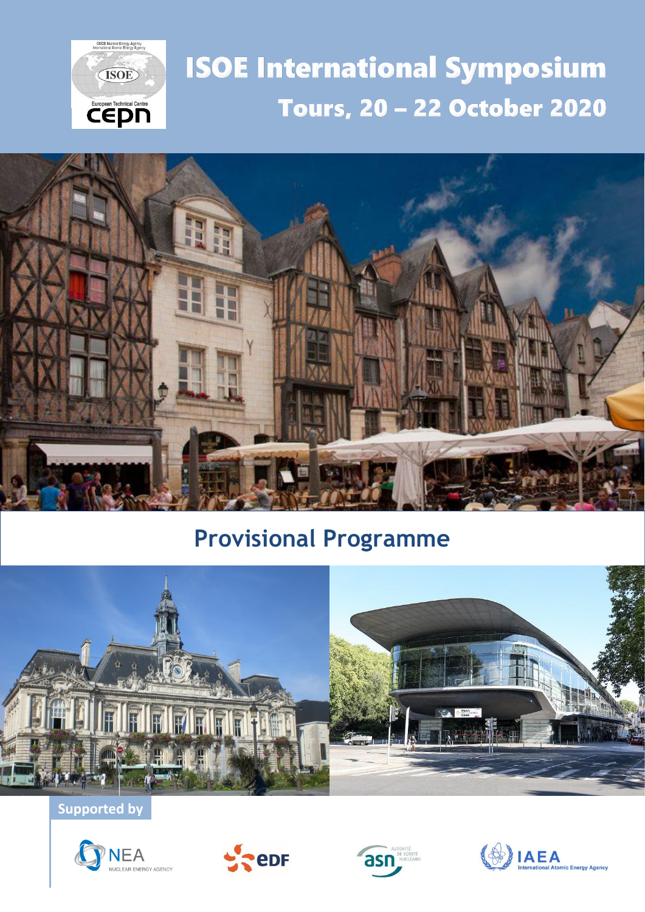# ISOE International Symposium

## Tours, 20 – 22 October 2020

## Provisional Programme

Supported by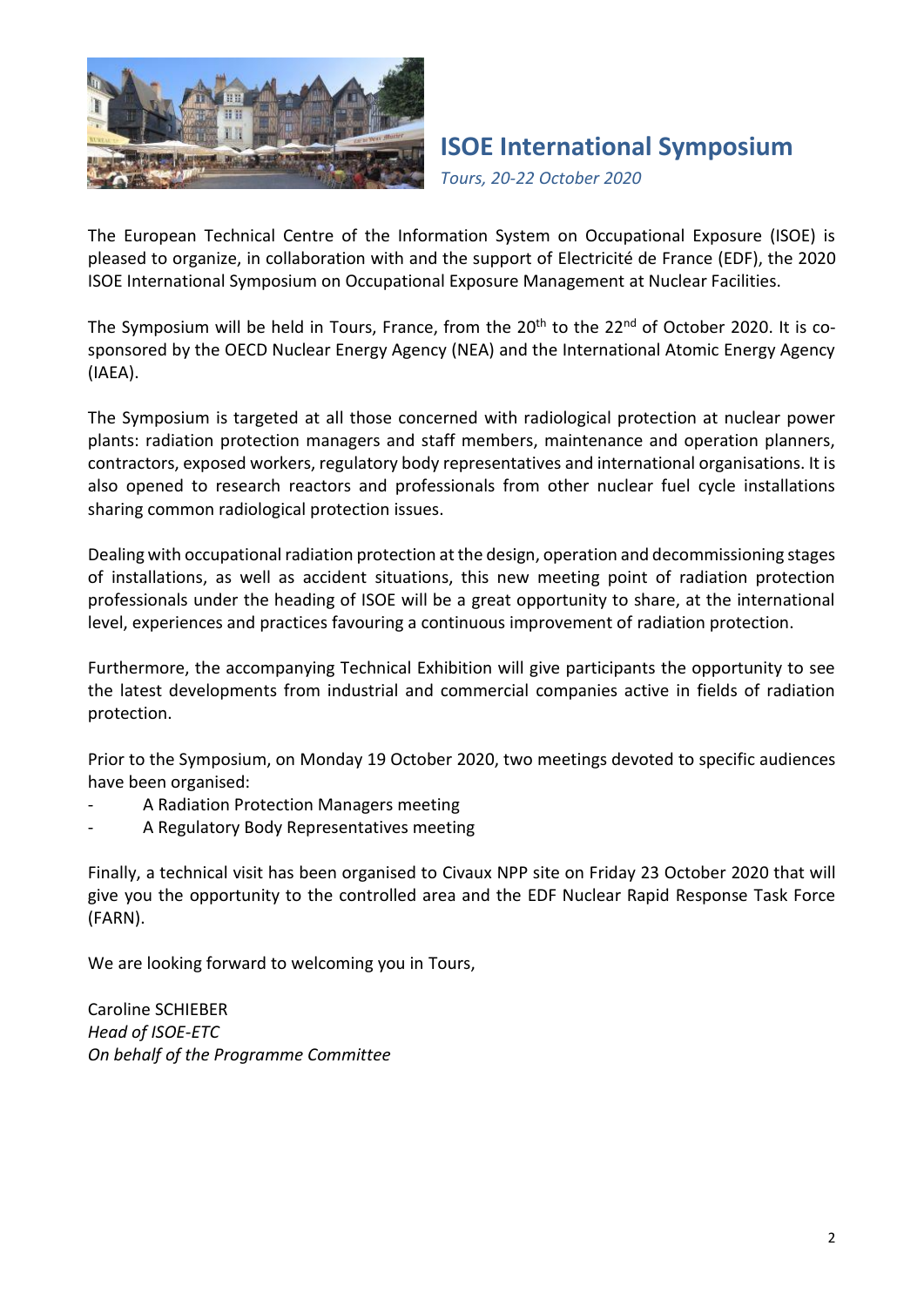# ISOE International Symposium

*Tours, 20-22 October 2020*

The European Technical Centre of the Information System on Occupational Exposure (ISOE) is pleased to organize, in collaboration with and the support of Electricité de France (EDF), the 2020 ISOE International Symposium on Occupational Exposure Management at Nuclear Facilities.

The Symposium will be held in Tours, France, from the 20th to the 22nd of October 2020. It is co-sponsored by the OECD Nuclear Energy Agency (NEA) and the International Atomic Energy Agency (IAEA).

The Symposium is targeted at all those concerned with radiological protection at nuclear power plants: radiation protection managers and staff members, maintenance and operation planners, contractors, exposed workers, regulatory body representatives and international organisations. It is also opened to research reactors and professionals from other nuclear fuel cycle installations sharing common radiological protection issues.

Dealing with occupational radiation protection at the design, operation and decommissioning stages of installations, as well as accident situations, this new meeting point of radiation protection professionals under the heading of ISOE will be a great opportunity to share, at the international level, experiences and practices favouring a continuous improvement of radiation protection.

Furthermore, the accompanying Technical Exhibition will give participants the opportunity to see the latest developments from industrial and commercial companies active in fields of radiation protection.

Prior to the Symposium, on Monday 19 October 2020, two meetings devoted to specific audiences have been organised:

- A Radiation Protection Managers meeting
- A Regulatory Body Representatives meeting

Finally, a technical visit has been organised to Civaux NPP site on Friday 23 October 2020 that will give you the opportunity to the controlled area and the EDF Nuclear Rapid Response Task Force (FARN).

We are looking forward to welcoming you in Tours,

Caroline SCHIEBER
*Head of ISOE-ETC*
*On behalf of the Programme Committee*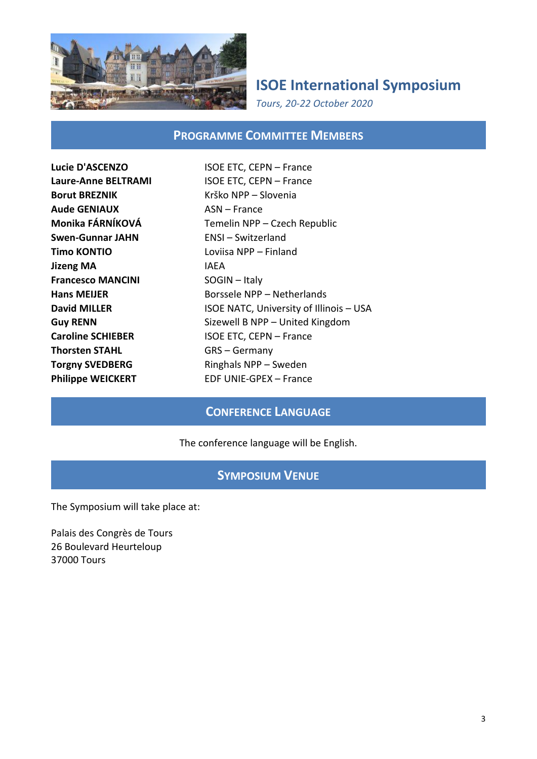# ISOE International Symposium

*Tours, 20-22 October 2020*

## Programme Committee Members

| | |
|---|---|
| **Lucie D'ASCENZO** | ISOE ETC, CEPN – France |
| **Laure-Anne BELTRAMI** | ISOE ETC, CEPN – France |
| **Borut BREZNIK** | Krško NPP – Slovenia |
| **Aude GENIAUX** | ASN – France |
| **Monika FÁRNÍKOVÁ** | Temelin NPP – Czech Republic |
| **Swen-Gunnar JAHN** | ENSI – Switzerland |
| **Timo KONTIO** | Loviisa NPP – Finland |
| **Jizeng MA** | IAEA |
| **Francesco MANCINI** | SOGIN – Italy |
| **Hans MEIJER** | Borssele NPP – Netherlands |
| **David MILLER** | ISOE NATC, University of Illinois – USA |
| **Guy RENN** | Sizewell B NPP – United Kingdom |
| **Caroline SCHIEBER** | ISOE ETC, CEPN – France |
| **Thorsten STAHL** | GRS – Germany |
| **Torgny SVEDBERG** | Ringhals NPP – Sweden |
| **Philippe WEICKERT** | EDF UNIE-GPEX – France |

## Conference Language

The conference language will be English.

## Symposium Venue

The Symposium will take place at:

Palais des Congrès de Tours
26 Boulevard Heurteloup
37000 Tours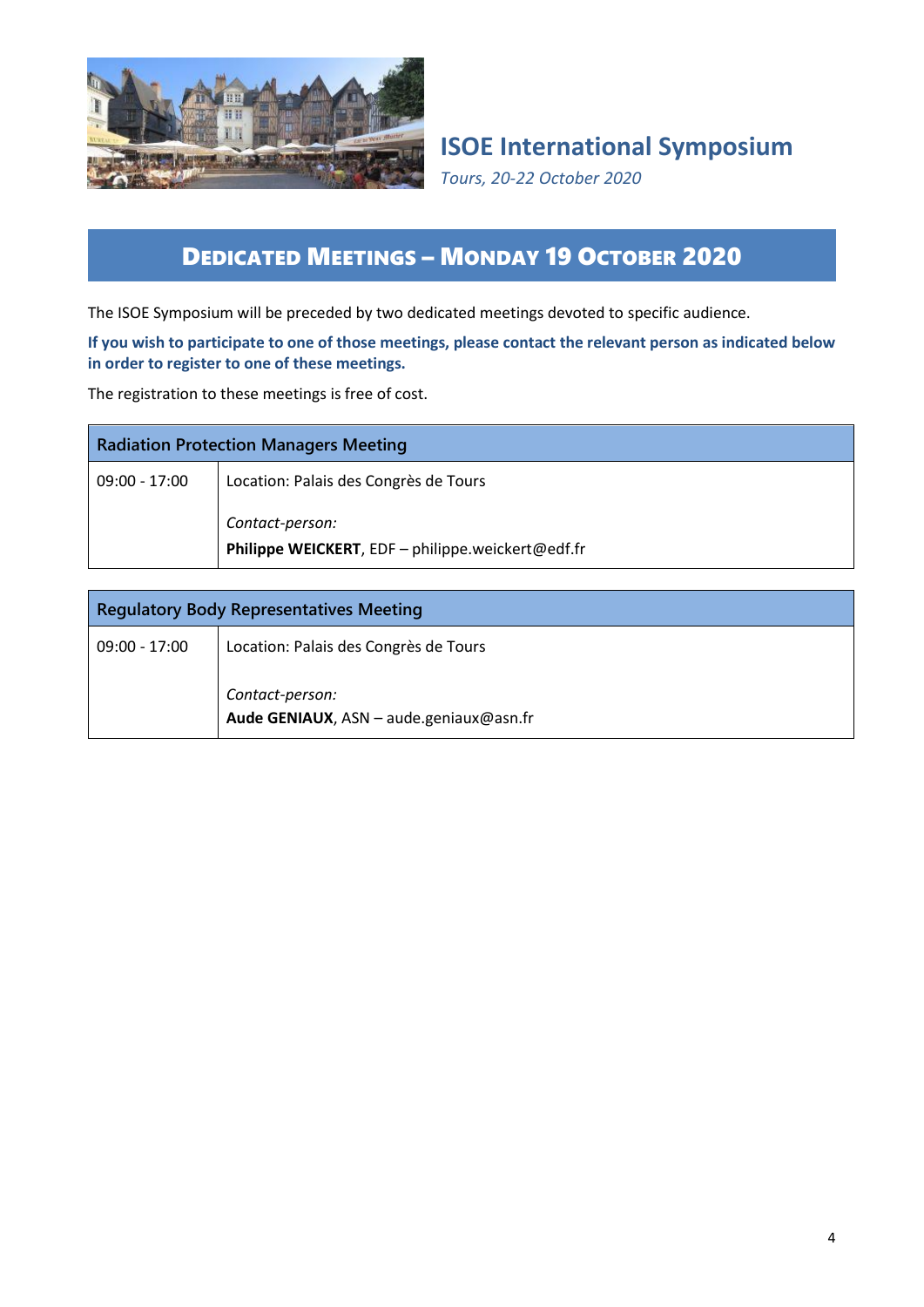# ISOE International Symposium

*Tours, 20-22 October 2020*

## DEDICATED MEETINGS – MONDAY 19 OCTOBER 2020

The ISOE Symposium will be preceded by two dedicated meetings devoted to specific audience.

**If you wish to participate to one of those meetings, please contact the relevant person as indicated below in order to register to one of these meetings.**

The registration to these meetings is free of cost.

| Radiation Protection Managers Meeting | |
|---|---|
| 09:00 - 17:00 | Location: Palais des Congrès de Tours<br><br>*Contact-person:*<br>**Philippe WEICKERT**, EDF – philippe.weickert@edf.fr |

| Regulatory Body Representatives Meeting | |
|---|---|
| 09:00 - 17:00 | Location: Palais des Congrès de Tours<br><br>*Contact-person:*<br>**Aude GENIAUX**, ASN – aude.geniaux@asn.fr |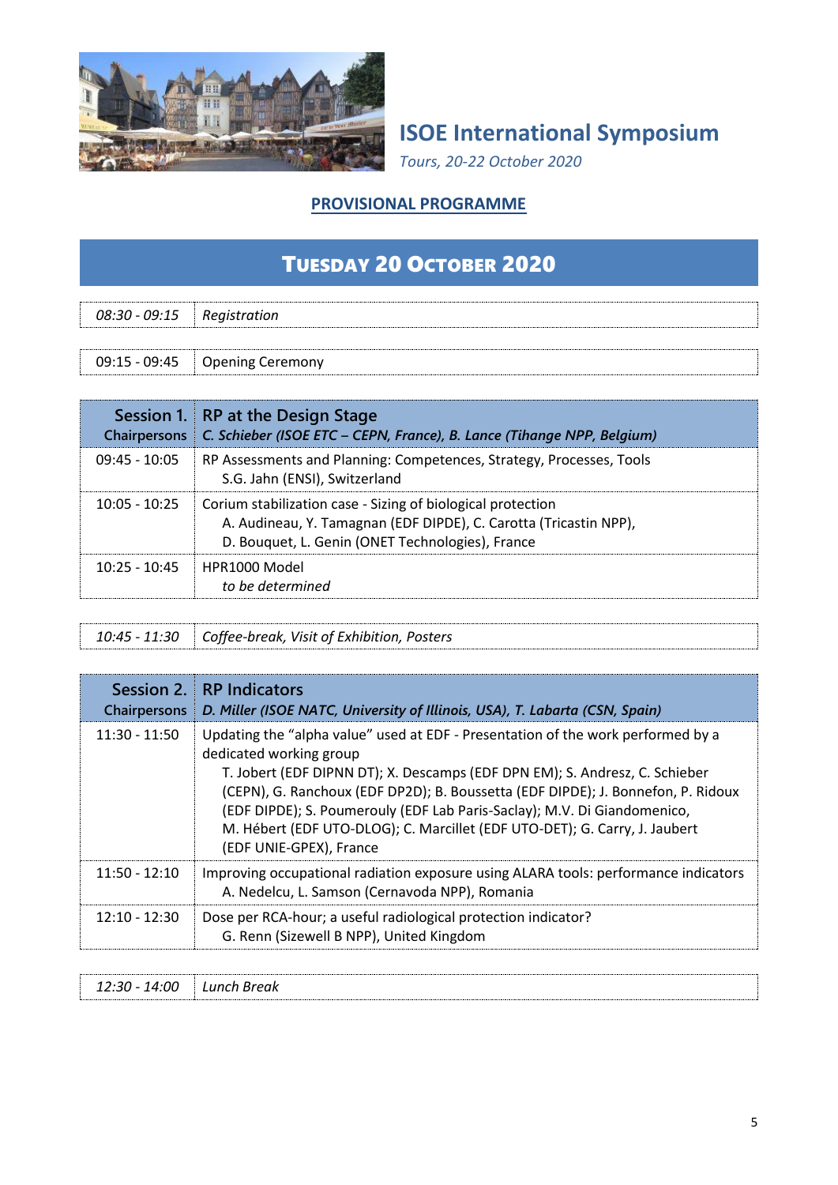# ISOE International Symposium

*Tours, 20-22 October 2020*

## PROVISIONAL PROGRAMME

## Tuesday 20 October 2020

| | |
|---|---|
| *08:30 - 09:15* | *Registration* |

| | |
|---|---|
| 09:15 - 09:45 | Opening Ceremony |

| Session 1. Chairpersons | RP at the Design Stage *C. Schieber (ISOE ETC – CEPN, France), B. Lance (Tihange NPP, Belgium)* |
|---|---|
| 09:45 - 10:05 | RP Assessments and Planning: Competences, Strategy, Processes, Tools<br>S.G. Jahn (ENSI), Switzerland |
| 10:05 - 10:25 | Corium stabilization case - Sizing of biological protection<br>A. Audineau, Y. Tamagnan (EDF DIPDE), C. Carotta (Tricastin NPP), D. Bouquet, L. Genin (ONET Technologies), France |
| 10:25 - 10:45 | HPR1000 Model<br>*to be determined* |

| | |
|---|---|
| *10:45 - 11:30* | *Coffee-break, Visit of Exhibition, Posters* |

| Session 2. Chairpersons | RP Indicators *D. Miller (ISOE NATC, University of Illinois, USA), T. Labarta (CSN, Spain)* |
|---|---|
| 11:30 - 11:50 | Updating the "alpha value" used at EDF - Presentation of the work performed by a dedicated working group<br>T. Jobert (EDF DIPNN DT); X. Descamps (EDF DPN EM); S. Andresz, C. Schieber (CEPN), G. Ranchoux (EDF DP2D); B. Boussetta (EDF DIPDE); J. Bonnefon, P. Ridoux (EDF DIPDE); S. Poumerouly (EDF Lab Paris-Saclay); M.V. Di Giandomenico, M. Hébert (EDF UTO-DLOG); C. Marcillet (EDF UTO-DET); G. Carry, J. Jaubert (EDF UNIE-GPEX), France |
| 11:50 - 12:10 | Improving occupational radiation exposure using ALARA tools: performance indicators<br>A. Nedelcu, L. Samson (Cernavoda NPP), Romania |
| 12:10 - 12:30 | Dose per RCA-hour; a useful radiological protection indicator?<br>G. Renn (Sizewell B NPP), United Kingdom |

| | |
|---|---|
| *12:30 - 14:00* | *Lunch Break* |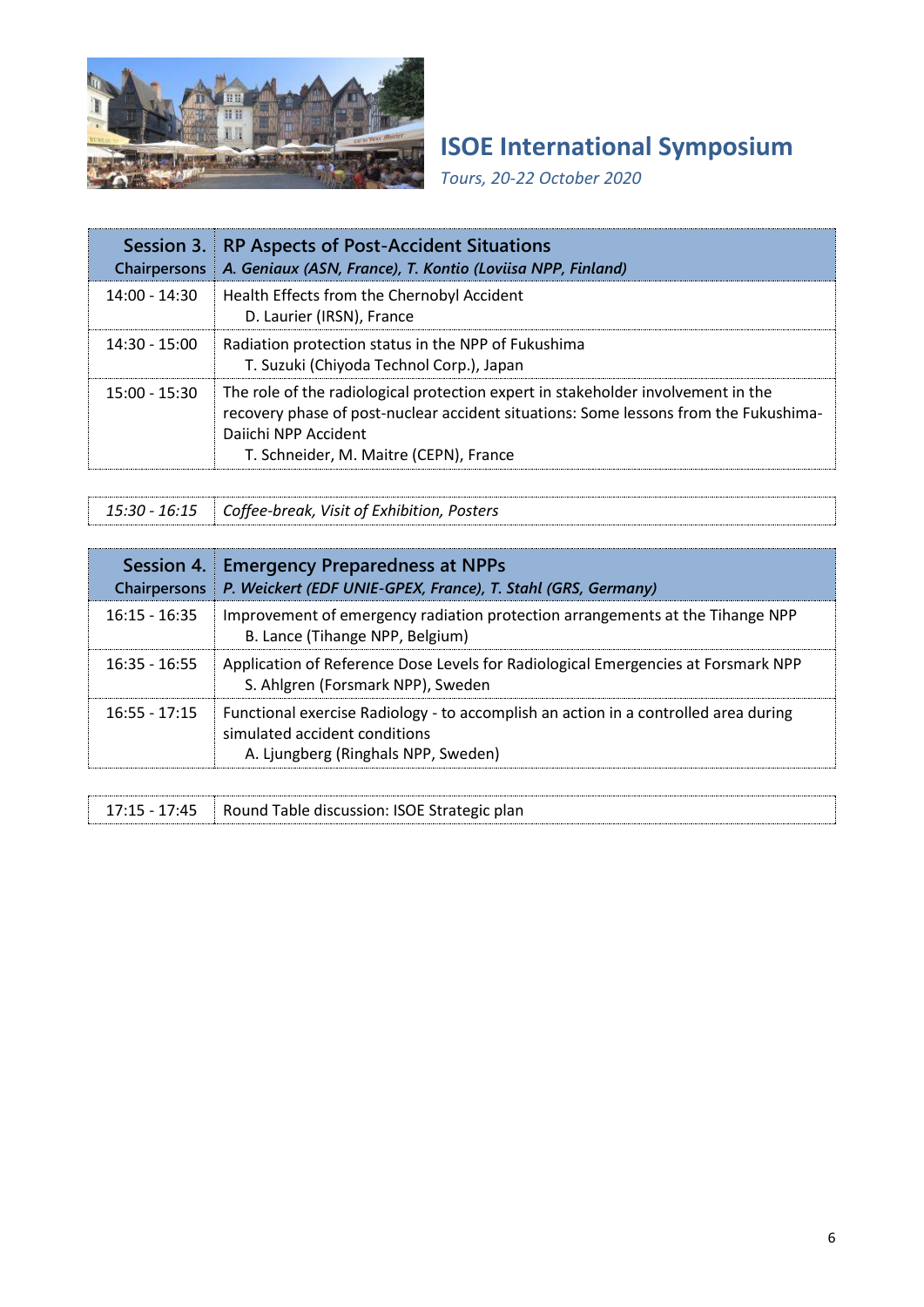| Session 3. Chairpersons | RP Aspects of Post-Accident Situations *A. Geniaux (ASN, France), T. Kontio (Loviisa NPP, Finland)* |
|---|---|
| 14:00 - 14:30 | Health Effects from the Chernobyl Accident<br>D. Laurier (IRSN), France |
| 14:30 - 15:00 | Radiation protection status in the NPP of Fukushima<br>T. Suzuki (Chiyoda Technol Corp.), Japan |
| 15:00 - 15:30 | The role of the radiological protection expert in stakeholder involvement in the recovery phase of post-nuclear accident situations: Some lessons from the Fukushima-Daiichi NPP Accident<br>T. Schneider, M. Maitre (CEPN), France |

| | |
|---|---|
| *15:30 - 16:15* | *Coffee-break, Visit of Exhibition, Posters* |

| Session 4. Chairpersons | Emergency Preparedness at NPPs *P. Weickert (EDF UNIE-GPEX, France), T. Stahl (GRS, Germany)* |
|---|---|
| 16:15 - 16:35 | Improvement of emergency radiation protection arrangements at the Tihange NPP<br>B. Lance (Tihange NPP, Belgium) |
| 16:35 - 16:55 | Application of Reference Dose Levels for Radiological Emergencies at Forsmark NPP<br>S. Ahlgren (Forsmark NPP), Sweden |
| 16:55 - 17:15 | Functional exercise Radiology - to accomplish an action in a controlled area during simulated accident conditions<br>A. Ljungberg (Ringhals NPP, Sweden) |

| | |
|---|---|
| 17:15 - 17:45 | Round Table discussion: ISOE Strategic plan |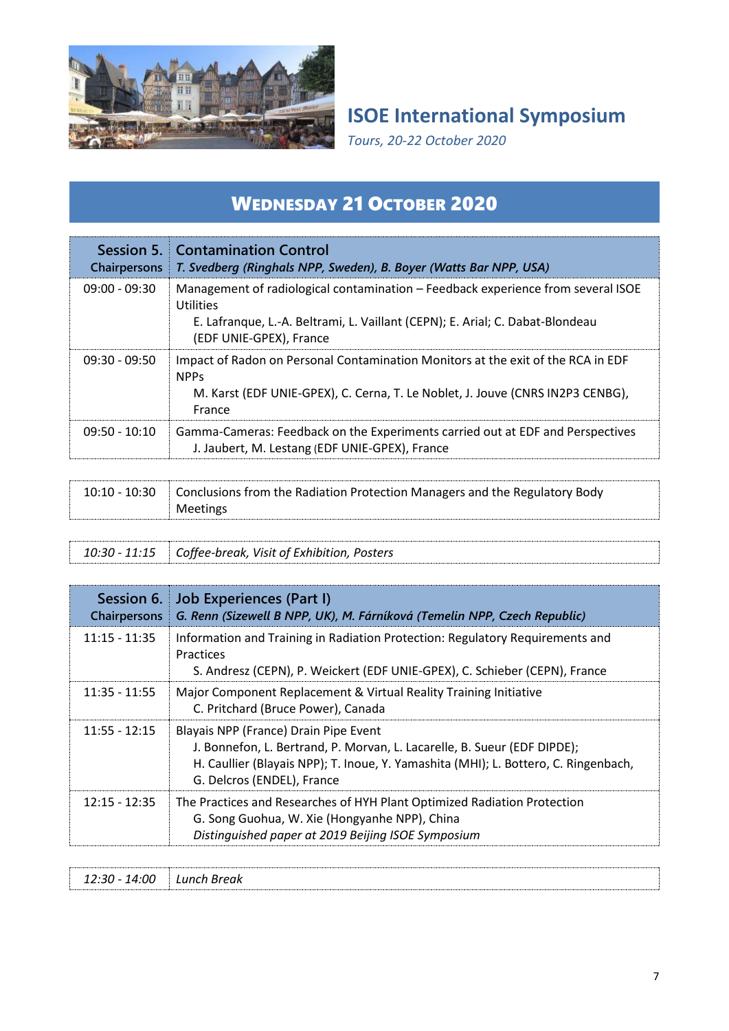# ISOE International Symposium

*Tours, 20-22 October 2020*

## Wednesday 21 October 2020

| Session 5. Chairpersons | Contamination Control *T. Svedberg (Ringhals NPP, Sweden), B. Boyer (Watts Bar NPP, USA)* |
|---|---|
| 09:00 - 09:30 | Management of radiological contamination – Feedback experience from several ISOE Utilities<br>E. Lafranque, L.-A. Beltrami, L. Vaillant (CEPN); E. Arial; C. Dabat-Blondeau (EDF UNIE-GPEX), France |
| 09:30 - 09:50 | Impact of Radon on Personal Contamination Monitors at the exit of the RCA in EDF NPPs<br>M. Karst (EDF UNIE-GPEX), C. Cerna, T. Le Noblet, J. Jouve (CNRS IN2P3 CENBG), France |
| 09:50 - 10:10 | Gamma-Cameras: Feedback on the Experiments carried out at EDF and Perspectives<br>J. Jaubert, M. Lestang (EDF UNIE-GPEX), France |

| | |
|---|---|
| 10:10 - 10:30 | Conclusions from the Radiation Protection Managers and the Regulatory Body Meetings |

| | |
|---|---|
| *10:30 - 11:15* | *Coffee-break, Visit of Exhibition, Posters* |

| Session 6. Chairpersons | Job Experiences (Part I) *G. Renn (Sizewell B NPP, UK), M. Fárníková (Temelin NPP, Czech Republic)* |
|---|---|
| 11:15 - 11:35 | Information and Training in Radiation Protection: Regulatory Requirements and Practices<br>S. Andresz (CEPN), P. Weickert (EDF UNIE-GPEX), C. Schieber (CEPN), France |
| 11:35 - 11:55 | Major Component Replacement & Virtual Reality Training Initiative<br>C. Pritchard (Bruce Power), Canada |
| 11:55 - 12:15 | Blayais NPP (France) Drain Pipe Event<br>J. Bonnefon, L. Bertrand, P. Morvan, L. Lacarelle, B. Sueur (EDF DIPDE); H. Caullier (Blayais NPP); T. Inoue, Y. Yamashita (MHI); L. Bottero, C. Ringenbach, G. Delcros (ENDEL), France |
| 12:15 - 12:35 | The Practices and Researches of HYH Plant Optimized Radiation Protection<br>G. Song Guohua, W. Xie (Hongyanhe NPP), China<br>*Distinguished paper at 2019 Beijing ISOE Symposium* |

| | |
|---|---|
| *12:30 - 14:00* | *Lunch Break* |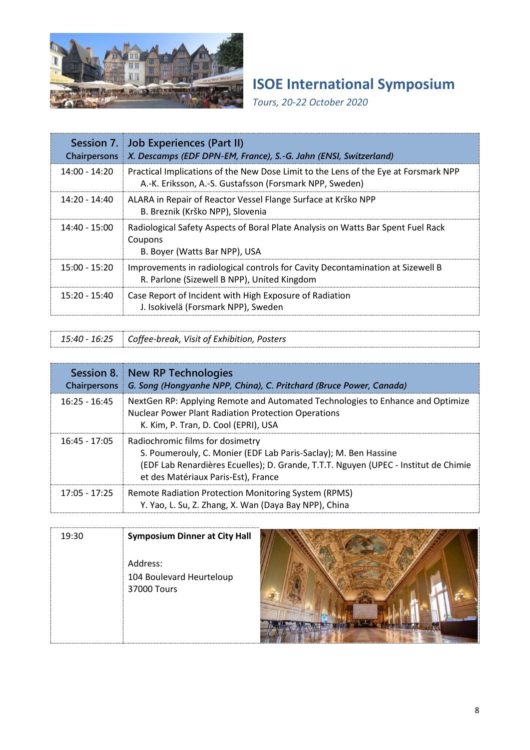## ISOE International Symposium

*Tours, 20-22 October 2020*

| Session 7. Chairpersons | Job Experiences (Part II) *X. Descamps (EDF DPN-EM, France), S.-G. Jahn (ENSI, Switzerland)* |
|---|---|
| 14:00 - 14:20 | Practical Implications of the New Dose Limit to the Lens of the Eye at Forsmark NPP<br>A.-K. Eriksson, A.-S. Gustafsson (Forsmark NPP, Sweden) |
| 14:20 - 14:40 | ALARA in Repair of Reactor Vessel Flange Surface at Krško NPP<br>B. Breznik (Krško NPP), Slovenia |
| 14:40 - 15:00 | Radiological Safety Aspects of Boral Plate Analysis on Watts Bar Spent Fuel Rack Coupons<br>B. Boyer (Watts Bar NPP), USA |
| 15:00 - 15:20 | Improvements in radiological controls for Cavity Decontamination at Sizewell B<br>R. Parlone (Sizewell B NPP), United Kingdom |
| 15:20 - 15:40 | Case Report of Incident with High Exposure of Radiation<br>J. Isokivelä (Forsmark NPP), Sweden |

| *15:40 - 16:25* | *Coffee-break, Visit of Exhibition, Posters* |
|---|---|

| Session 8. Chairpersons | New RP Technologies *G. Song (Hongyanhe NPP, China), C. Pritchard (Bruce Power, Canada)* |
|---|---|
| 16:25 - 16:45 | NextGen RP: Applying Remote and Automated Technologies to Enhance and Optimize Nuclear Power Plant Radiation Protection Operations<br>K. Kim, P. Tran, D. Cool (EPRI), USA |
| 16:45 - 17:05 | Radiochromic films for dosimetry<br>S. Poumerouly, C. Monier (EDF Lab Paris-Saclay); M. Ben Hassine (EDF Lab Renardières Ecuelles); D. Grande, T.T.T. Nguyen (UPEC - Institut de Chimie et des Matériaux Paris-Est), France |
| 17:05 - 17:25 | Remote Radiation Protection Monitoring System (RPMS)<br>Y. Yao, L. Su, Z. Zhang, X. Wan (Daya Bay NPP), China |

| 19:30 | **Symposium Dinner at City Hall**<br><br>Address:<br>104 Boulevard Heurteloup<br>37000 Tours |
|---|---|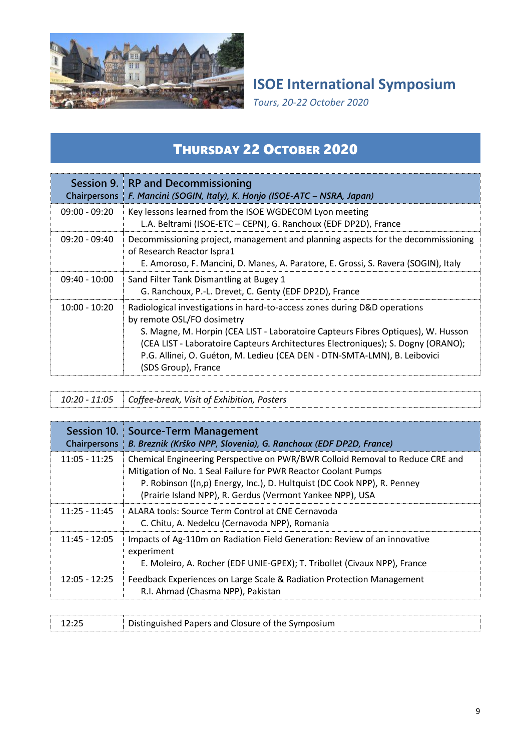# ISOE International Symposium

*Tours, 20-22 October 2020*

## THURSDAY 22 OCTOBER 2020

| Session 9. Chairpersons | RP and Decommissioning *F. Mancini (SOGIN, Italy), K. Honjo (ISOE-ATC – NSRA, Japan)* |
|---|---|
| 09:00 - 09:20 | Key lessons learned from the ISOE WGDECOM Lyon meeting<br>L.A. Beltrami (ISOE-ETC – CEPN), G. Ranchoux (EDF DP2D), France |
| 09:20 - 09:40 | Decommissioning project, management and planning aspects for the decommissioning of Research Reactor Ispra1<br>E. Amoroso, F. Mancini, D. Manes, A. Paratore, E. Grossi, S. Ravera (SOGIN), Italy |
| 09:40 - 10:00 | Sand Filter Tank Dismantling at Bugey 1<br>G. Ranchoux, P.-L. Drevet, C. Genty (EDF DP2D), France |
| 10:00 - 10:20 | Radiological investigations in hard-to-access zones during D&D operations by remote OSL/FO dosimetry<br>S. Magne, M. Horpin (CEA LIST - Laboratoire Capteurs Fibres Optiques), W. Husson (CEA LIST - Laboratoire Capteurs Architectures Electroniques); S. Dogny (ORANO); P.G. Allinei, O. Guéton, M. Ledieu (CEA DEN - DTN-SMTA-LMN), B. Leibovici (SDS Group), France |

| *10:20 - 11:05* | *Coffee-break, Visit of Exhibition, Posters* |
|---|---|

| Session 10. Chairpersons | Source-Term Management *B. Breznik (Krško NPP, Slovenia), G. Ranchoux (EDF DP2D, France)* |
|---|---|
| 11:05 - 11:25 | Chemical Engineering Perspective on PWR/BWR Colloid Removal to Reduce CRE and Mitigation of No. 1 Seal Failure for PWR Reactor Coolant Pumps<br>P. Robinson ((n,p) Energy, Inc.), D. Hultquist (DC Cook NPP), R. Penney (Prairie Island NPP), R. Gerdus (Vermont Yankee NPP), USA |
| 11:25 - 11:45 | ALARA tools: Source Term Control at CNE Cernavoda<br>C. Chitu, A. Nedelcu (Cernavoda NPP), Romania |
| 11:45 - 12:05 | Impacts of Ag-110m on Radiation Field Generation: Review of an innovative experiment<br>E. Moleiro, A. Rocher (EDF UNIE-GPEX); T. Tribollet (Civaux NPP), France |
| 12:05 - 12:25 | Feedback Experiences on Large Scale & Radiation Protection Management<br>R.I. Ahmad (Chasma NPP), Pakistan |

| 12:25 | Distinguished Papers and Closure of the Symposium |
|---|---|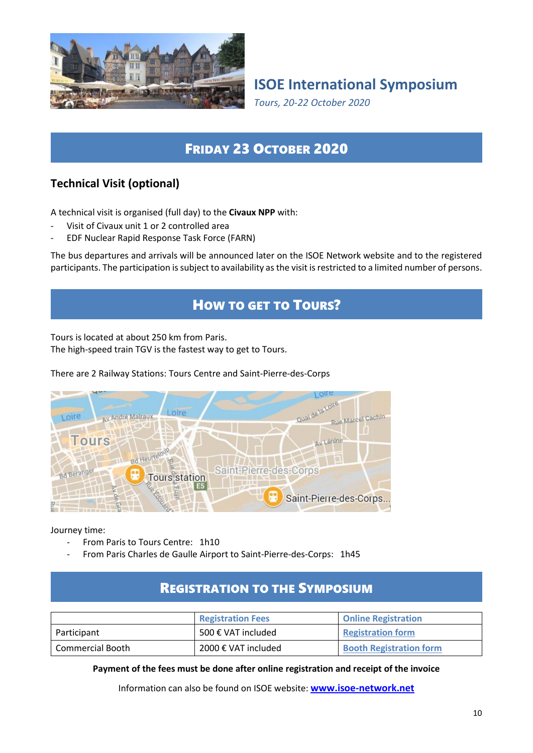## ISOE International Symposium

*Tours, 20-22 October 2020*

# Friday 23 October 2020

### Technical Visit (optional)

A technical visit is organised (full day) to the **Civaux NPP** with:

- Visit of Civaux unit 1 or 2 controlled area
- EDF Nuclear Rapid Response Task Force (FARN)

The bus departures and arrivals will be announced later on the ISOE Network website and to the registered participants. The participation is subject to availability as the visit is restricted to a limited number of persons.

# How to get to Tours?

Tours is located at about 250 km from Paris.
The high-speed train TGV is the fastest way to get to Tours.

There are 2 Railway Stations: Tours Centre and Saint-Pierre-des-Corps

Journey time:

- From Paris to Tours Centre: 1h10
- From Paris Charles de Gaulle Airport to Saint-Pierre-des-Corps: 1h45

# Registration to the Symposium

| | Registration Fees | Online Registration |
|---|---|---|
| Participant | 500 € VAT included | Registration form |
| Commercial Booth | 2000 € VAT included | Booth Registration form |

**Payment of the fees must be done after online registration and receipt of the invoice**

Information can also be found on ISOE website: **www.isoe-network.net**